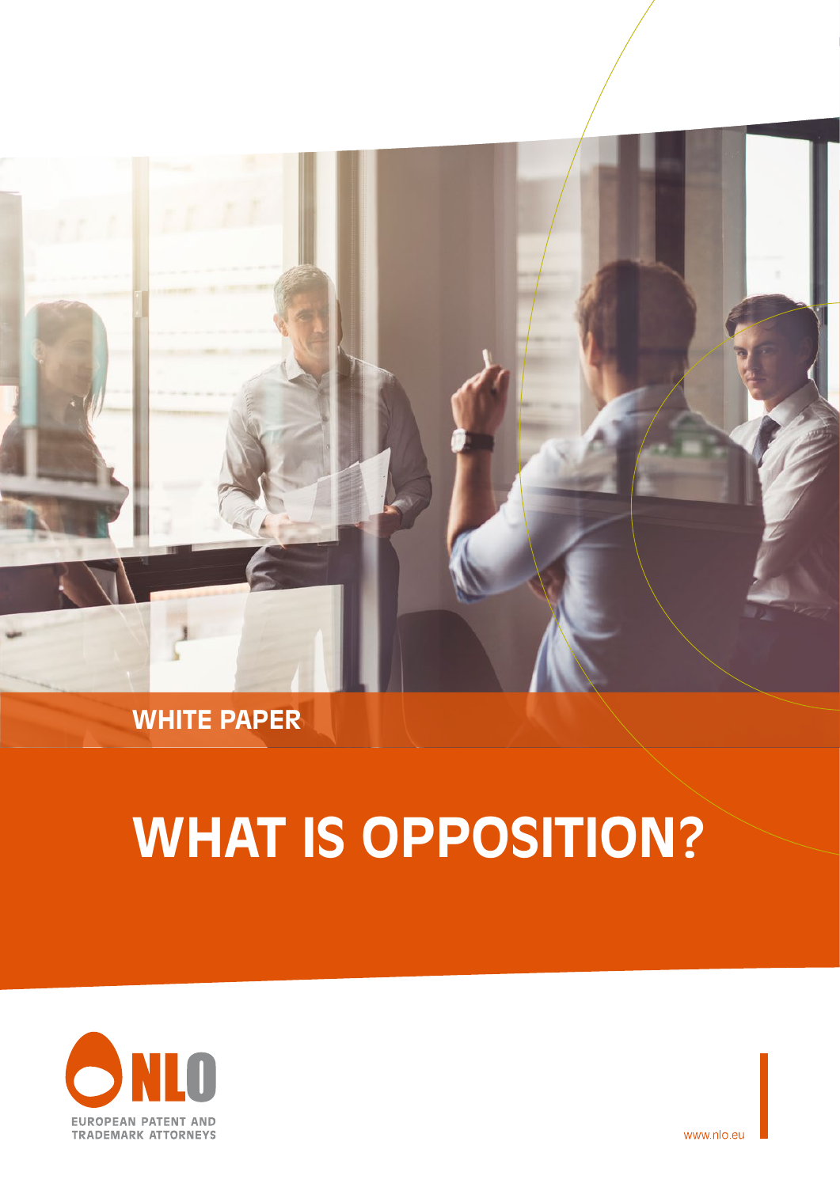WHITE PAPER

# WHAT IS OPPOSITION?

NLO

EUROPEAN PATENT AND TRADEMARK ATTORNEYS

www.nlo.eu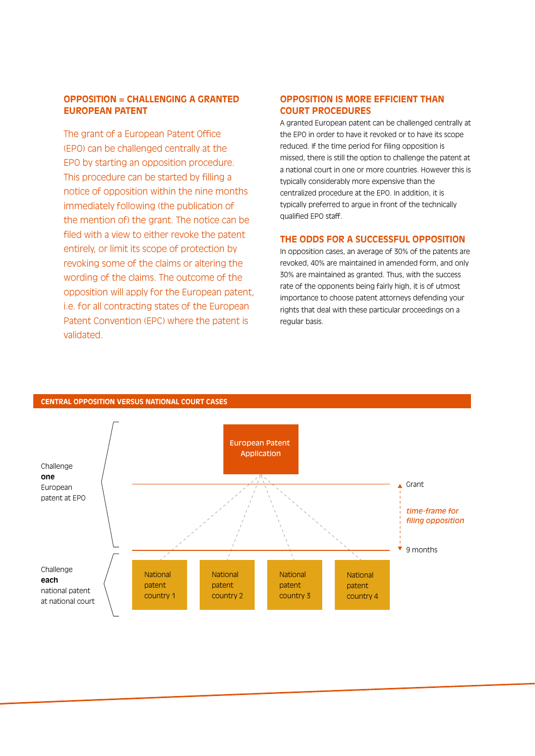## OPPOSITION = CHALLENGING A GRANTED EUROPEAN PATENT

The grant of a European Patent Office (EPO) can be challenged centrally at the EPO by starting an opposition procedure. This procedure can be started by filling a notice of opposition within the nine months immediately following (the publication of the mention of) the grant. The notice can be filed with a view to either revoke the patent entirely, or limit its scope of protection by revoking some of the claims or altering the wording of the claims. The outcome of the opposition will apply for the European patent, i.e. for all contracting states of the European Patent Convention (EPC) where the patent is validated.

## OPPOSITION IS MORE EFFICIENT THAN COURT PROCEDURES

A granted European patent can be challenged centrally at the EPO in order to have it revoked or to have its scope reduced. If the time period for filing opposition is missed, there is still the option to challenge the patent at a national court in one or more countries. However this is typically considerably more expensive than the centralized procedure at the EPO. In addition, it is typically preferred to argue in front of the technically qualified EPO staff.

## THE ODDS FOR A SUCCESSFUL OPPOSITION

In opposition cases, an average of 30% of the patents are revoked, 40% are maintained in amended form, and only 30% are maintained as granted. Thus, with the success rate of the opponents being fairly high, it is of utmost importance to choose patent attorneys defending your rights that deal with these particular proceedings on a regular basis.

### CENTRAL OPPOSITION VERSUS NATIONAL COURT CASES

Challenge **one** European patent at EPO

European Patent Application

Grant

*time-frame for filing opposition*

9 months

Challenge **each** national patent at national court

National patent country 1 | National patent country 2 | National patent country 3 | National patent country 4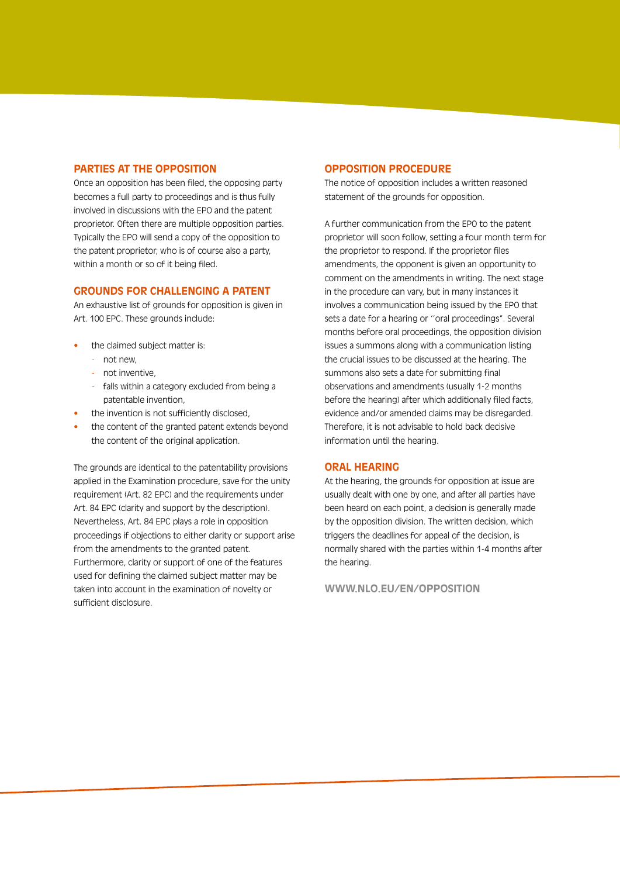## PARTIES AT THE OPPOSITION

Once an opposition has been filed, the opposing party becomes a full party to proceedings and is thus fully involved in discussions with the EPO and the patent proprietor. Often there are multiple opposition parties. Typically the EPO will send a copy of the opposition to the patent proprietor, who is of course also a party, within a month or so of it being filed.

## GROUNDS FOR CHALLENGING A PATENT

An exhaustive list of grounds for opposition is given in Art. 100 EPC. These grounds include:

- the claimed subject matter is:
  - not new,
  - not inventive,
  - falls within a category excluded from being a patentable invention,
- the invention is not sufficiently disclosed,
- the content of the granted patent extends beyond the content of the original application.

The grounds are identical to the patentability provisions applied in the Examination procedure, save for the unity requirement (Art. 82 EPC) and the requirements under Art. 84 EPC (clarity and support by the description). Nevertheless, Art. 84 EPC plays a role in opposition proceedings if objections to either clarity or support arise from the amendments to the granted patent. Furthermore, clarity or support of one of the features used for defining the claimed subject matter may be taken into account in the examination of novelty or sufficient disclosure.

## OPPOSITION PROCEDURE

The notice of opposition includes a written reasoned statement of the grounds for opposition.

A further communication from the EPO to the patent proprietor will soon follow, setting a four month term for the proprietor to respond. If the proprietor files amendments, the opponent is given an opportunity to comment on the amendments in writing. The next stage in the procedure can vary, but in many instances it involves a communication being issued by the EPO that sets a date for a hearing or ''oral proceedings". Several months before oral proceedings, the opposition division issues a summons along with a communication listing the crucial issues to be discussed at the hearing. The summons also sets a date for submitting final observations and amendments (usually 1-2 months before the hearing) after which additionally filed facts, evidence and/or amended claims may be disregarded. Therefore, it is not advisable to hold back decisive information until the hearing.

## ORAL HEARING

At the hearing, the grounds for opposition at issue are usually dealt with one by one, and after all parties have been heard on each point, a decision is generally made by the opposition division. The written decision, which triggers the deadlines for appeal of the decision, is normally shared with the parties within 1-4 months after the hearing.

**WWW.NLO.EU/EN/OPPOSITION**